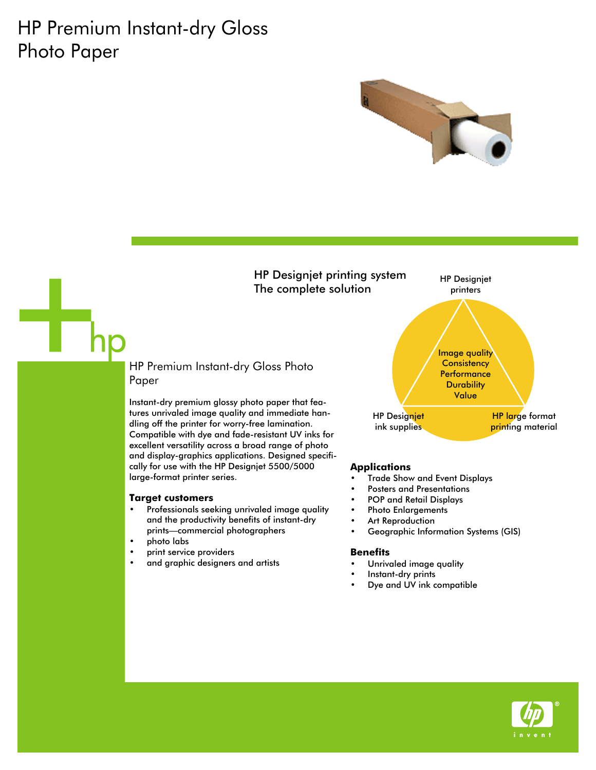# HP Premium Instant-dry Gloss Photo Paper

## HP Designjet printing system The complete solution

HP Designjet printers

Image quality
Consistency
Performance
Durability
Value

HP Designjet ink supplies

HP large format printing material

## HP Premium Instant-dry Gloss Photo Paper

Instant-dry premium glossy photo paper that features unrivaled image quality and immediate handling off the printer for worry-free lamination. Compatible with dye and fade-resistant UV inks for excellent versatility across a broad range of photo and display-graphics applications. Designed specifically for use with the HP Designjet 5500/5000 large-format printer series.

### Target customers

- Professionals seeking unrivaled image quality and the productivity benefits of instant-dry prints—commercial photographers
- photo labs
- print service providers
- and graphic designers and artists

### Applications

- Trade Show and Event Displays
- Posters and Presentations
- POP and Retail Displays
- Photo Enlargements
- Art Reproduction
- Geographic Information Systems (GIS)

### Benefits

- Unrivaled image quality
- Instant-dry prints
- Dye and UV ink compatible

invent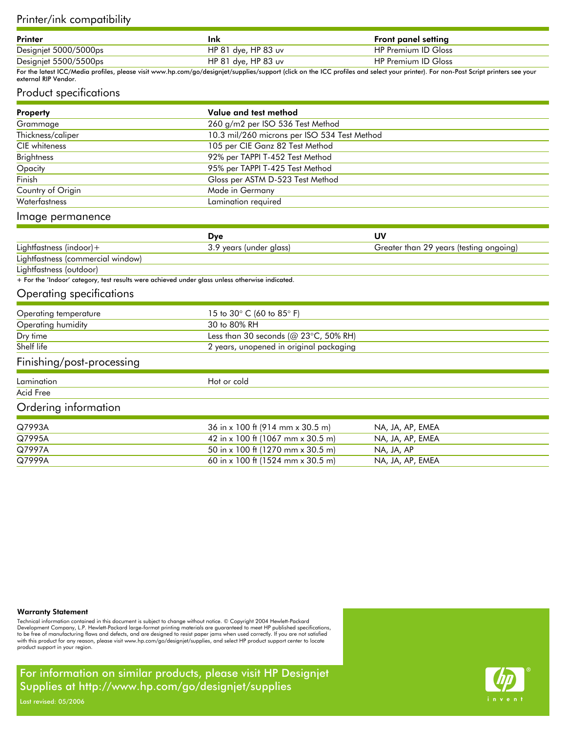## Printer/ink compatibility

| Printer | Ink | Front panel setting |
|---|---|---|
| Designjet 5000/5000ps | HP 81 dye, HP 83 uv | HP Premium ID Gloss |
| Designjet 5500/5500ps | HP 81 dye, HP 83 uv | HP Premium ID Gloss |

For the latest ICC/Media profiles, please visit www.hp.com/go/designjet/supplies/support (click on the ICC profiles and select your printer). For non-Post Script printers see your external RIP Vendor.

## Product specifications

| Property | Value and test method |
|---|---|
| Grammage | 260 g/m2 per ISO 536 Test Method |
| Thickness/caliper | 10.3 mil/260 microns per ISO 534 Test Method |
| CIE whiteness | 105 per CIE Ganz 82 Test Method |
| Brightness | 92% per TAPPI T-452 Test Method |
| Opacity | 95% per TAPPI T-425 Test Method |
| Finish | Gloss per ASTM D-523 Test Method |
| Country of Origin | Made in Germany |
| Waterfastness | Lamination required |

## Image permanence

| | Dye | UV |
|---|---|---|
| Lightfastness (indoor)+ | 3.9 years (under glass) | Greater than 29 years (testing ongoing) |
| Lightfastness (commercial window) | | |
| Lightfastness (outdoor) | | |

+ For the 'Indoor' category, test results were achieved under glass unless otherwise indicated.

## Operating specifications

| | |
|---|---|
| Operating temperature | 15 to 30° C (60 to 85° F) |
| Operating humidity | 30 to 80% RH |
| Dry time | Less than 30 seconds (@ 23°C, 50% RH) |
| Shelf life | 2 years, unopened in original packaging |

## Finishing/post-processing

| | |
|---|---|
| Lamination | Hot or cold |
| Acid Free | |

## Ordering information

| | | |
|---|---|---|
| Q7993A | 36 in x 100 ft (914 mm x 30.5 m) | NA, JA, AP, EMEA |
| Q7995A | 42 in x 100 ft (1067 mm x 30.5 m) | NA, JA, AP, EMEA |
| Q7997A | 50 in x 100 ft (1270 mm x 30.5 m) | NA, JA, AP |
| Q7999A | 60 in x 100 ft (1524 mm x 30.5 m) | NA, JA, AP, EMEA |

**Warranty Statement**

Technical information contained in this document is subject to change without notice. © Copyright 2004 Hewlett-Packard Development Company, L.P. Hewlett-Packard large-format printing materials are guaranteed to meet HP published specifications, to be free of manufacturing flaws and defects, and are designed to resist paper jams when used correctly. If you are not satisfied with this product for any reason, please visit www.hp.com/go/designjet/supplies, and select HP product support center to locate product support in your region.

For information on similar products, please visit HP Designjet Supplies at http://www.hp.com/go/designjet/supplies

Last revised: 05/2006

invent